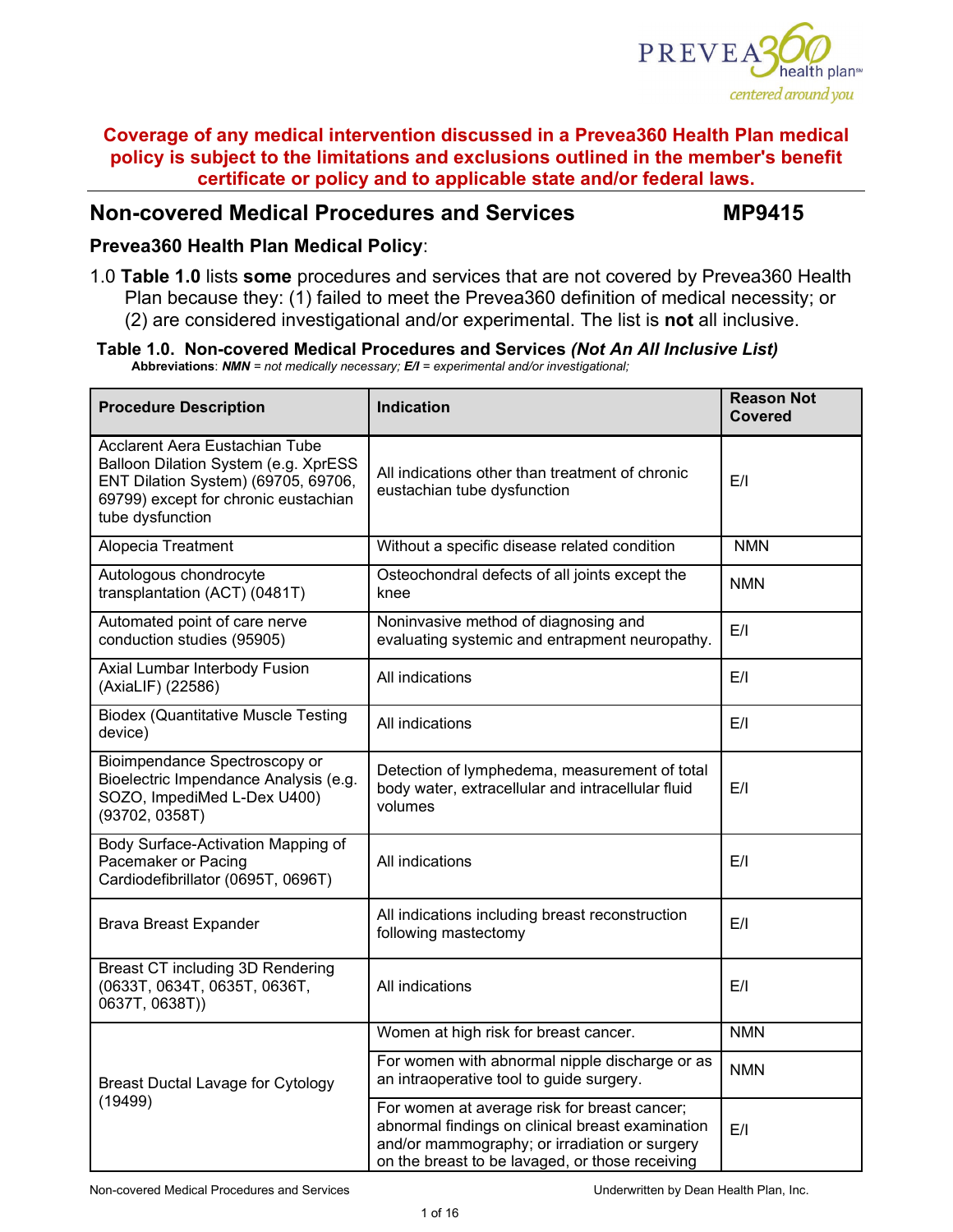**Coverage of any medical intervention discussed in a Prevea360 Health Plan medical policy is subject to the limitations and exclusions outlined in the member's benefit certificate or policy and to applicable state and/or federal laws.**

## Non-covered Medical Procedures and Services MP9415

### Prevea360 Health Plan Medical Policy:

1.0 **Table 1.0** lists **some** procedures and services that are not covered by Prevea360 Health Plan because they: (1) failed to meet the Prevea360 definition of medical necessity; or (2) are considered investigational and/or experimental. The list is **not** all inclusive.

**Table 1.0. Non-covered Medical Procedures and Services *(Not An All Inclusive List)***

**Abbreviations**: ***NMN*** *= not medically necessary;* ***E/I*** *= experimental and/or investigational;*

| Procedure Description | Indication | Reason Not Covered |
|---|---|---|
| Acclarent Aera Eustachian Tube Balloon Dilation System (e.g. XprESS ENT Dilation System) (69705, 69706, 69799) except for chronic eustachian tube dysfunction | All indications other than treatment of chronic eustachian tube dysfunction | E/I |
| Alopecia Treatment | Without a specific disease related condition | NMN |
| Autologous chondrocyte transplantation (ACT) (0481T) | Osteochondral defects of all joints except the knee | NMN |
| Automated point of care nerve conduction studies (95905) | Noninvasive method of diagnosing and evaluating systemic and entrapment neuropathy. | E/I |
| Axial Lumbar Interbody Fusion (AxiaLIF) (22586) | All indications | E/I |
| Biodex (Quantitative Muscle Testing device) | All indications | E/I |
| Bioimpendance Spectroscopy or Bioelectric Impendance Analysis (e.g. SOZO, ImpediMed L-Dex U400) (93702, 0358T) | Detection of lymphedema, measurement of total body water, extracellular and intracellular fluid volumes | E/I |
| Body Surface-Activation Mapping of Pacemaker or Pacing Cardiodefibrillator (0695T, 0696T) | All indications | E/I |
| Brava Breast Expander | All indications including breast reconstruction following mastectomy | E/I |
| Breast CT including 3D Rendering (0633T, 0634T, 0635T, 0636T, 0637T, 0638T)) | All indications | E/I |
| Breast Ductal Lavage for Cytology (19499) | Women at high risk for breast cancer. | NMN |
| | For women with abnormal nipple discharge or as an intraoperative tool to guide surgery. | NMN |
| | For women at average risk for breast cancer; abnormal findings on clinical breast examination and/or mammography; or irradiation or surgery on the breast to be lavaged, or those receiving | E/I |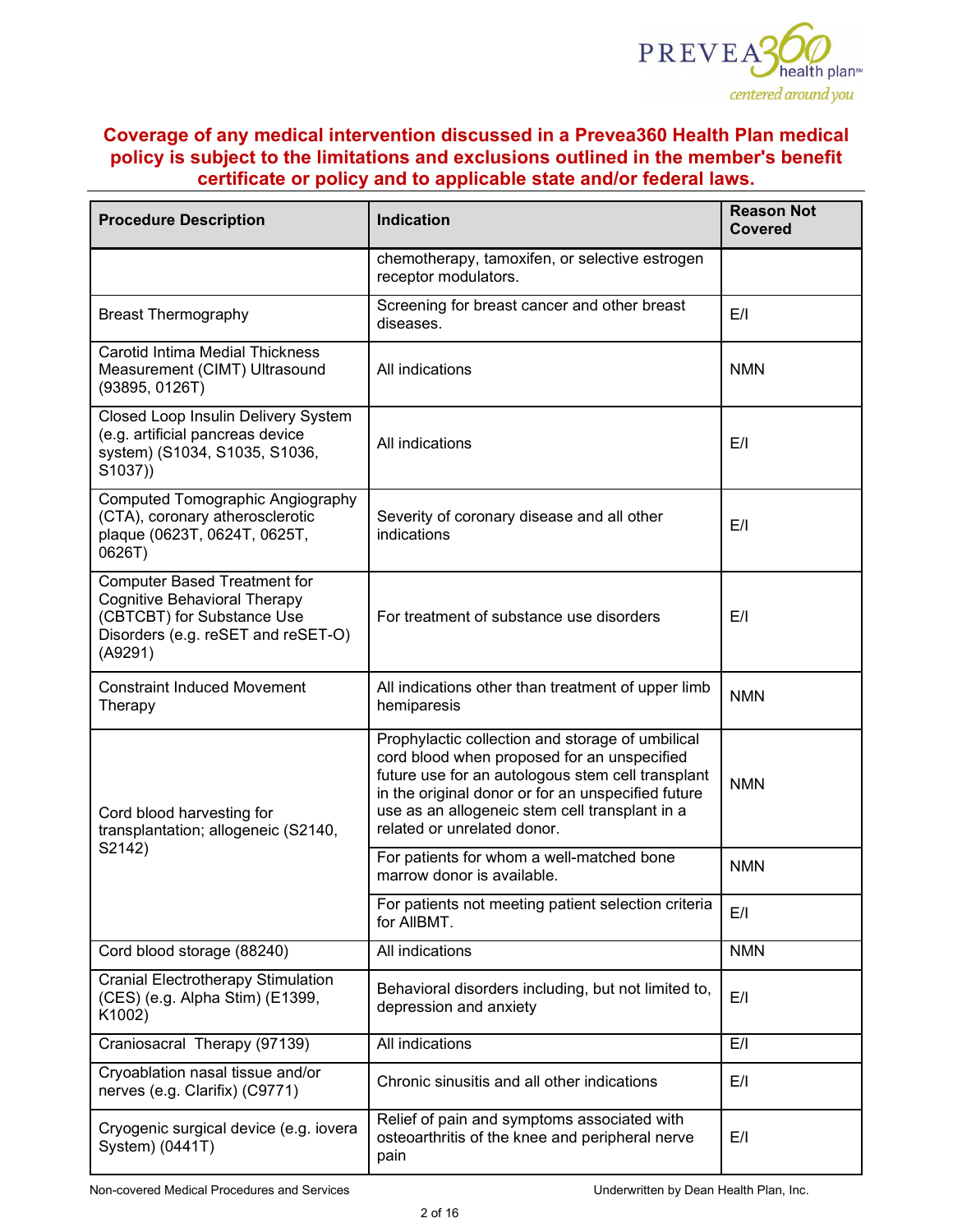**Coverage of any medical intervention discussed in a Prevea360 Health Plan medical policy is subject to the limitations and exclusions outlined in the member's benefit certificate or policy and to applicable state and/or federal laws.**

| Procedure Description | Indication | Reason Not Covered |
|---|---|---|
| | chemotherapy, tamoxifen, or selective estrogen receptor modulators. | |
| Breast Thermography | Screening for breast cancer and other breast diseases. | E/I |
| Carotid Intima Medial Thickness Measurement (CIMT) Ultrasound (93895, 0126T) | All indications | NMN |
| Closed Loop Insulin Delivery System (e.g. artificial pancreas device system) (S1034, S1035, S1036, S1037)) | All indications | E/I |
| Computed Tomographic Angiography (CTA), coronary atherosclerotic plaque (0623T, 0624T, 0625T, 0626T) | Severity of coronary disease and all other indications | E/I |
| Computer Based Treatment for Cognitive Behavioral Therapy (CBTCBT) for Substance Use Disorders (e.g. reSET and reSET-O) (A9291) | For treatment of substance use disorders | E/I |
| Constraint Induced Movement Therapy | All indications other than treatment of upper limb hemiparesis | NMN |
| Cord blood harvesting for transplantation; allogeneic (S2140, S2142) | Prophylactic collection and storage of umbilical cord blood when proposed for an unspecified future use for an autologous stem cell transplant in the original donor or for an unspecified future use as an allogeneic stem cell transplant in a related or unrelated donor. | NMN |
| | For patients for whom a well-matched bone marrow donor is available. | NMN |
| | For patients not meeting patient selection criteria for AllBMT. | E/I |
| Cord blood storage (88240) | All indications | NMN |
| Cranial Electrotherapy Stimulation (CES) (e.g. Alpha Stim) (E1399, K1002) | Behavioral disorders including, but not limited to, depression and anxiety | E/I |
| Craniosacral Therapy (97139) | All indications | E/I |
| Cryoablation nasal tissue and/or nerves (e.g. Clarifix) (C9771) | Chronic sinusitis and all other indications | E/I |
| Cryogenic surgical device (e.g. iovera System) (0441T) | Relief of pain and symptoms associated with osteoarthritis of the knee and peripheral nerve pain | E/I |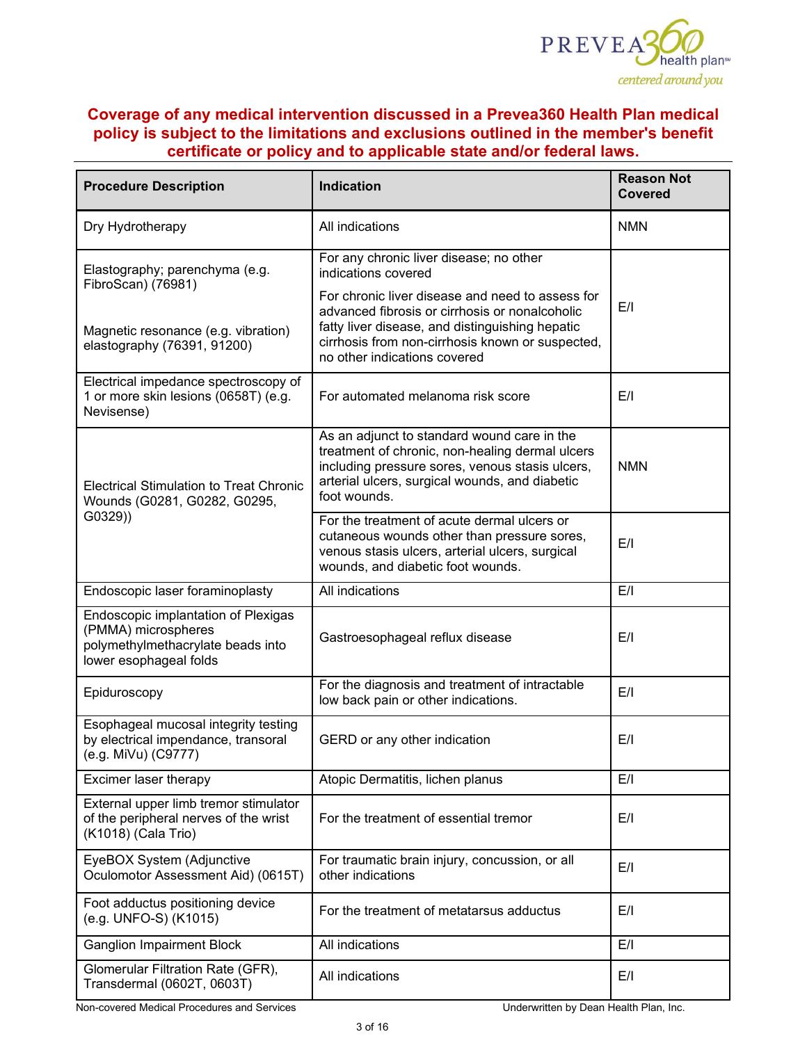**Coverage of any medical intervention discussed in a Prevea360 Health Plan medical policy is subject to the limitations and exclusions outlined in the member's benefit certificate or policy and to applicable state and/or federal laws.**

| Procedure Description | Indication | Reason Not Covered |
|---|---|---|
| Dry Hydrotherapy | All indications | NMN |
| Elastography; parenchyma (e.g. FibroScan) (76981) | For any chronic liver disease; no other indications covered | E/I |
| Magnetic resonance (e.g. vibration) elastography (76391, 91200) | For chronic liver disease and need to assess for advanced fibrosis or cirrhosis or nonalcoholic fatty liver disease, and distinguishing hepatic cirrhosis from non-cirrhosis known or suspected, no other indications covered | E/I |
| Electrical impedance spectroscopy of 1 or more skin lesions (0658T) (e.g. Nevisense) | For automated melanoma risk score | E/I |
| Electrical Stimulation to Treat Chronic Wounds (G0281, G0282, G0295, G0329)) | As an adjunct to standard wound care in the treatment of chronic, non-healing dermal ulcers including pressure sores, venous stasis ulcers, arterial ulcers, surgical wounds, and diabetic foot wounds. | NMN |
| | For the treatment of acute dermal ulcers or cutaneous wounds other than pressure sores, venous stasis ulcers, arterial ulcers, surgical wounds, and diabetic foot wounds. | E/I |
| Endoscopic laser foraminoplasty | All indications | E/I |
| Endoscopic implantation of Plexigas (PMMA) microspheres polymethylmethacrylate beads into lower esophageal folds | Gastroesophageal reflux disease | E/I |
| Epiduroscopy | For the diagnosis and treatment of intractable low back pain or other indications. | E/I |
| Esophageal mucosal integrity testing by electrical impendance, transoral (e.g. MiVu) (C9777) | GERD or any other indication | E/I |
| Excimer laser therapy | Atopic Dermatitis, lichen planus | E/I |
| External upper limb tremor stimulator of the peripheral nerves of the wrist (K1018) (Cala Trio) | For the treatment of essential tremor | E/I |
| EyeBOX System (Adjunctive Oculomotor Assessment Aid) (0615T) | For traumatic brain injury, concussion, or all other indications | E/I |
| Foot adductus positioning device (e.g. UNFO-S) (K1015) | For the treatment of metatarsus adductus | E/I |
| Ganglion Impairment Block | All indications | E/I |
| Glomerular Filtration Rate (GFR), Transdermal (0602T, 0603T) | All indications | E/I |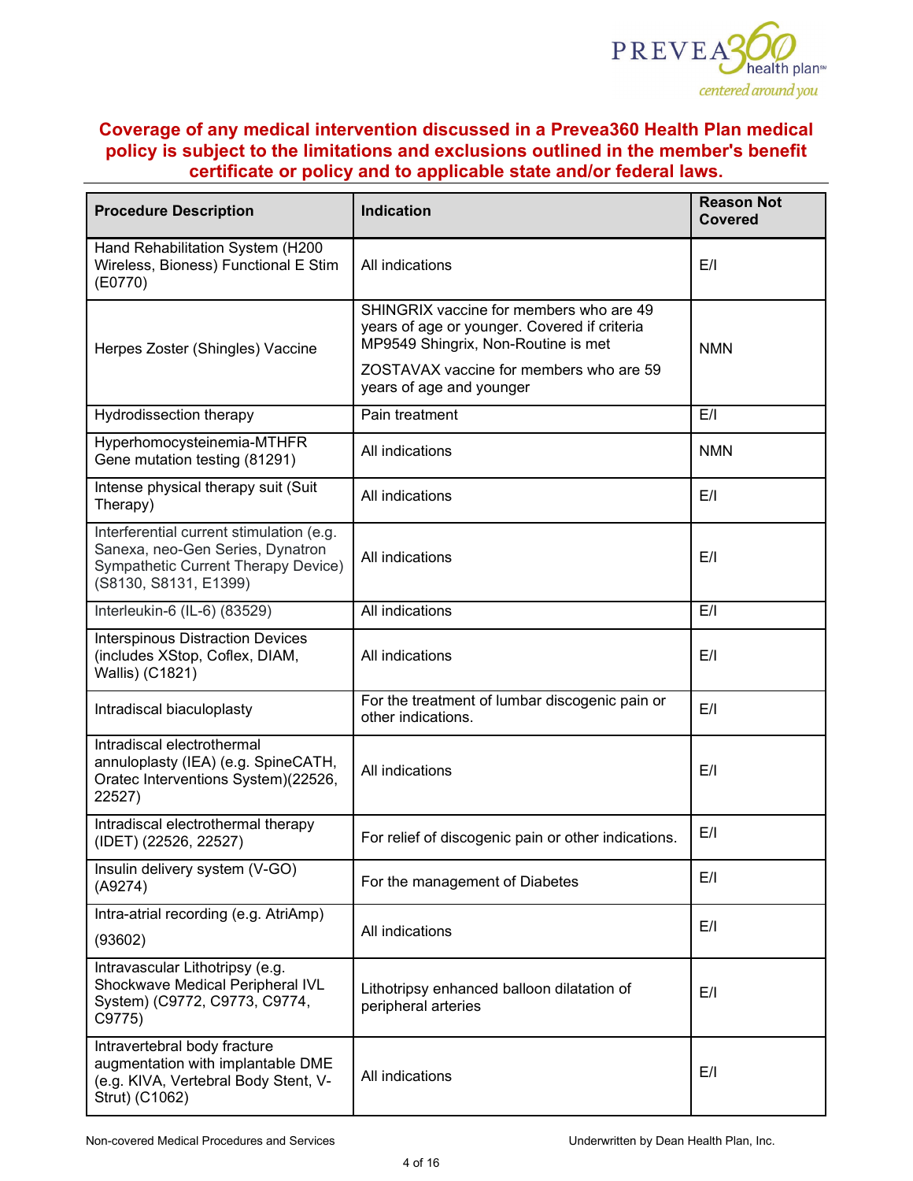**Coverage of any medical intervention discussed in a Prevea360 Health Plan medical policy is subject to the limitations and exclusions outlined in the member's benefit certificate or policy and to applicable state and/or federal laws.**

| Procedure Description | Indication | Reason Not Covered |
|---|---|---|
| Hand Rehabilitation System (H200 Wireless, Bioness) Functional E Stim (E0770) | All indications | E/I |
| Herpes Zoster (Shingles) Vaccine | SHINGRIX vaccine for members who are 49 years of age or younger. Covered if criteria MP9549 Shingrix, Non-Routine is met<br><br>ZOSTAVAX vaccine for members who are 59 years of age and younger | NMN |
| Hydrodissection therapy | Pain treatment | E/I |
| Hyperhomocysteinemia-MTHFR Gene mutation testing (81291) | All indications | NMN |
| Intense physical therapy suit (Suit Therapy) | All indications | E/I |
| Interferential current stimulation (e.g. Sanexa, neo-Gen Series, Dynatron Sympathetic Current Therapy Device) (S8130, S8131, E1399) | All indications | E/I |
| Interleukin-6 (IL-6) (83529) | All indications | E/I |
| Interspinous Distraction Devices (includes XStop, Coflex, DIAM, Wallis) (C1821) | All indications | E/I |
| Intradiscal biaculoplasty | For the treatment of lumbar discogenic pain or other indications. | E/I |
| Intradiscal electrothermal annuloplasty (IEA) (e.g. SpineCATH, Oratec Interventions System)(22526, 22527) | All indications | E/I |
| Intradiscal electrothermal therapy (IDET) (22526, 22527) | For relief of discogenic pain or other indications. | E/I |
| Insulin delivery system (V-GO) (A9274) | For the management of Diabetes | E/I |
| Intra-atrial recording (e.g. AtriAmp)<br><br>(93602) | All indications | E/I |
| Intravascular Lithotripsy (e.g. Shockwave Medical Peripheral IVL System) (C9772, C9773, C9774, C9775) | Lithotripsy enhanced balloon dilatation of peripheral arteries | E/I |
| Intravertebral body fracture augmentation with implantable DME (e.g. KIVA, Vertebral Body Stent, V-Strut) (C1062) | All indications | E/I |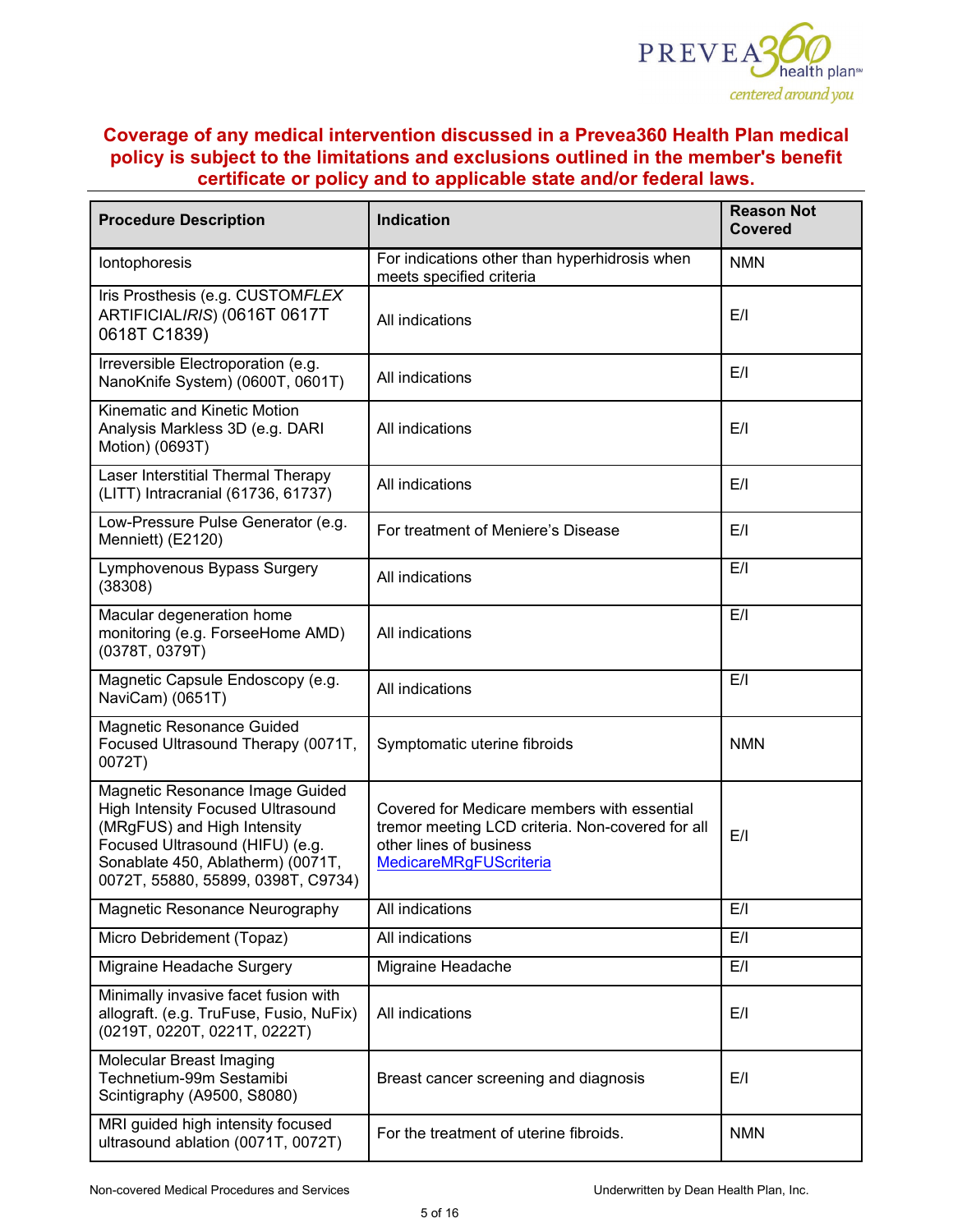**Coverage of any medical intervention discussed in a Prevea360 Health Plan medical policy is subject to the limitations and exclusions outlined in the member's benefit certificate or policy and to applicable state and/or federal laws.**

| Procedure Description | Indication | Reason Not Covered |
|---|---|---|
| Iontophoresis | For indications other than hyperhidrosis when meets specified criteria | NMN |
| Iris Prosthesis (e.g. CUSTOM*FLEX* ARTIFICIAL*IRIS*) (0616T 0617T 0618T C1839) | All indications | E/I |
| Irreversible Electroporation (e.g. NanoKnife System) (0600T, 0601T) | All indications | E/I |
| Kinematic and Kinetic Motion Analysis Markless 3D (e.g. DARI Motion) (0693T) | All indications | E/I |
| Laser Interstitial Thermal Therapy (LITT) Intracranial (61736, 61737) | All indications | E/I |
| Low-Pressure Pulse Generator (e.g. Menniett) (E2120) | For treatment of Meniere's Disease | E/I |
| Lymphovenous Bypass Surgery (38308) | All indications | E/I |
| Macular degeneration home monitoring (e.g. ForseeHome AMD) (0378T, 0379T) | All indications | E/I |
| Magnetic Capsule Endoscopy (e.g. NaviCam) (0651T) | All indications | E/I |
| Magnetic Resonance Guided Focused Ultrasound Therapy (0071T, 0072T) | Symptomatic uterine fibroids | NMN |
| Magnetic Resonance Image Guided High Intensity Focused Ultrasound (MRgFUS) and High Intensity Focused Ultrasound (HIFU) (e.g. Sonablate 450, Ablatherm) (0071T, 0072T, 55880, 55899, 0398T, C9734) | Covered for Medicare members with essential tremor meeting LCD criteria. Non-covered for all other lines of business [MedicareMRgFUScriteria]() | E/I |
| Magnetic Resonance Neurography | All indications | E/I |
| Micro Debridement (Topaz) | All indications | E/I |
| Migraine Headache Surgery | Migraine Headache | E/I |
| Minimally invasive facet fusion with allograft. (e.g. TruFuse, Fusio, NuFix) (0219T, 0220T, 0221T, 0222T) | All indications | E/I |
| Molecular Breast Imaging Technetium-99m Sestamibi Scintigraphy (A9500, S8080) | Breast cancer screening and diagnosis | E/I |
| MRI guided high intensity focused ultrasound ablation (0071T, 0072T) | For the treatment of uterine fibroids. | NMN |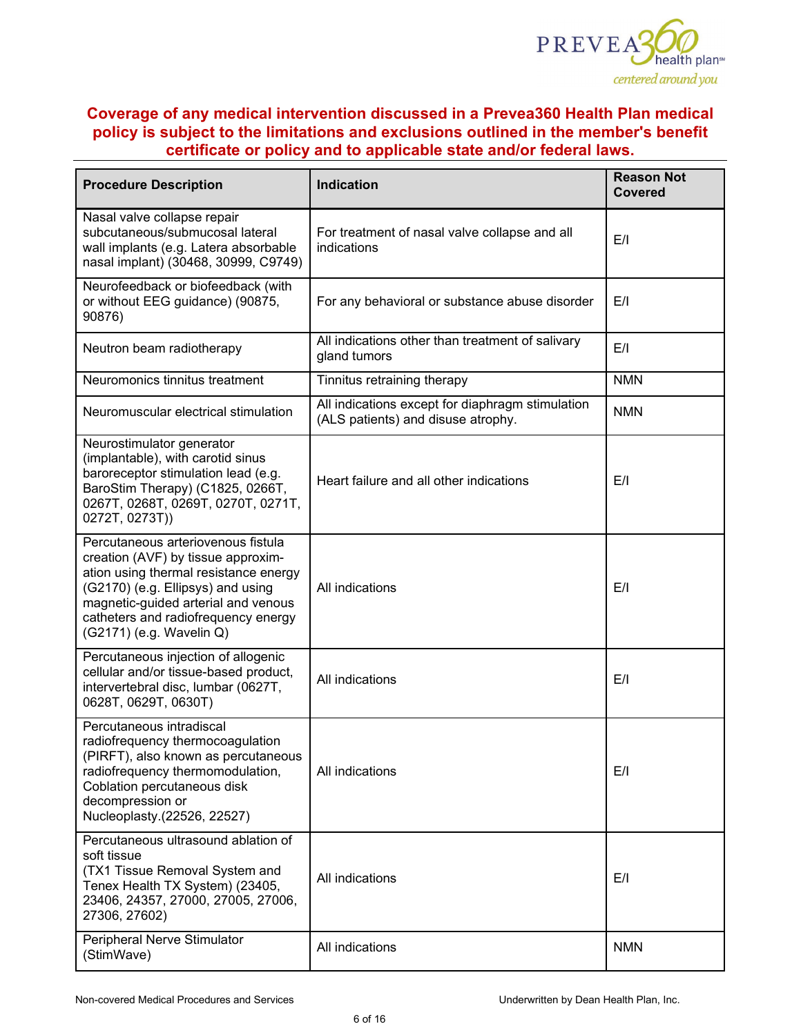**Coverage of any medical intervention discussed in a Prevea360 Health Plan medical policy is subject to the limitations and exclusions outlined in the member's benefit certificate or policy and to applicable state and/or federal laws.**

| Procedure Description | Indication | Reason Not Covered |
|---|---|---|
| Nasal valve collapse repair subcutaneous/submucosal lateral wall implants (e.g. Latera absorbable nasal implant) (30468, 30999, C9749) | For treatment of nasal valve collapse and all indications | E/I |
| Neurofeedback or biofeedback (with or without EEG guidance) (90875, 90876) | For any behavioral or substance abuse disorder | E/I |
| Neutron beam radiotherapy | All indications other than treatment of salivary gland tumors | E/I |
| Neuromonics tinnitus treatment | Tinnitus retraining therapy | NMN |
| Neuromuscular electrical stimulation | All indications except for diaphragm stimulation (ALS patients) and disuse atrophy. | NMN |
| Neurostimulator generator (implantable), with carotid sinus baroreceptor stimulation lead (e.g. BaroStim Therapy) (C1825, 0266T, 0267T, 0268T, 0269T, 0270T, 0271T, 0272T, 0273T)) | Heart failure and all other indications | E/I |
| Percutaneous arteriovenous fistula creation (AVF) by tissue approximation using thermal resistance energy (G2170) (e.g. Ellipsys) and using magnetic-guided arterial and venous catheters and radiofrequency energy (G2171) (e.g. Wavelin Q) | All indications | E/I |
| Percutaneous injection of allogenic cellular and/or tissue-based product, intervertebral disc, lumbar (0627T, 0628T, 0629T, 0630T) | All indications | E/I |
| Percutaneous intradiscal radiofrequency thermocoagulation (PIRFT), also known as percutaneous radiofrequency thermomodulation, Coblation percutaneous disk decompression or Nucleoplasty.(22526, 22527) | All indications | E/I |
| Percutaneous ultrasound ablation of soft tissue (TX1 Tissue Removal System and Tenex Health TX System) (23405, 23406, 24357, 27000, 27005, 27006, 27306, 27602) | All indications | E/I |
| Peripheral Nerve Stimulator (StimWave) | All indications | NMN |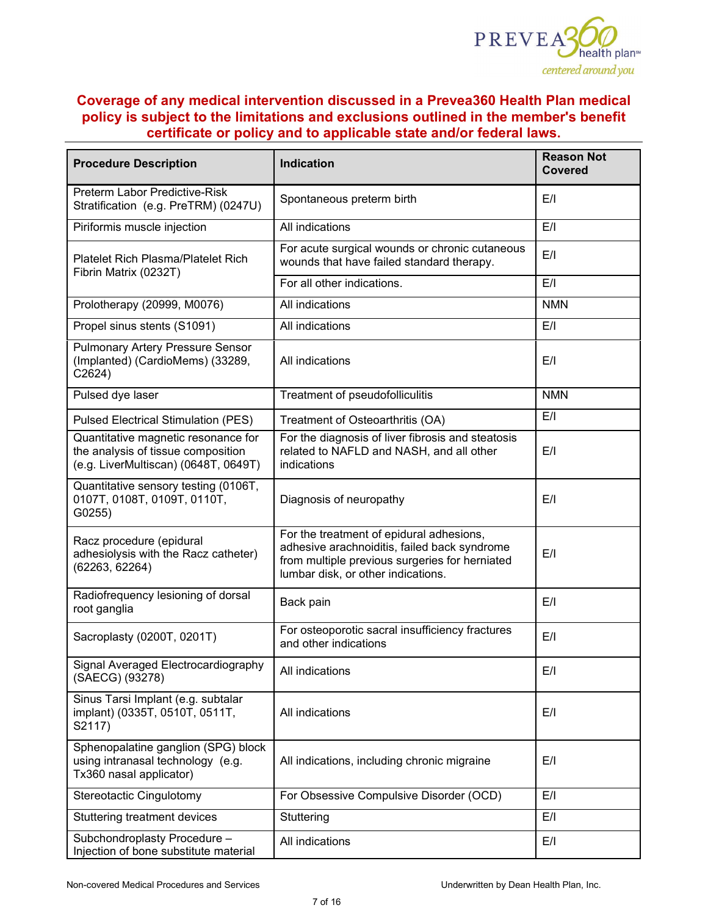**Coverage of any medical intervention discussed in a Prevea360 Health Plan medical policy is subject to the limitations and exclusions outlined in the member's benefit certificate or policy and to applicable state and/or federal laws.**

| Procedure Description | Indication | Reason Not Covered |
|---|---|---|
| Preterm Labor Predictive-Risk Stratification (e.g. PreTRM) (0247U) | Spontaneous preterm birth | E/I |
| Piriformis muscle injection | All indications | E/I |
| Platelet Rich Plasma/Platelet Rich Fibrin Matrix (0232T) | For acute surgical wounds or chronic cutaneous wounds that have failed standard therapy. | E/I |
| | For all other indications. | E/I |
| Prolotherapy (20999, M0076) | All indications | NMN |
| Propel sinus stents (S1091) | All indications | E/I |
| Pulmonary Artery Pressure Sensor (Implanted) (CardioMems) (33289, C2624) | All indications | E/I |
| Pulsed dye laser | Treatment of pseudofolliculitis | NMN |
| Pulsed Electrical Stimulation (PES) | Treatment of Osteoarthritis (OA) | E/I |
| Quantitative magnetic resonance for the analysis of tissue composition (e.g. LiverMultiscan) (0648T, 0649T) | For the diagnosis of liver fibrosis and steatosis related to NAFLD and NASH, and all other indications | E/I |
| Quantitative sensory testing (0106T, 0107T, 0108T, 0109T, 0110T, G0255) | Diagnosis of neuropathy | E/I |
| Racz procedure (epidural adhesiolysis with the Racz catheter) (62263, 62264) | For the treatment of epidural adhesions, adhesive arachnoiditis, failed back syndrome from multiple previous surgeries for herniated lumbar disk, or other indications. | E/I |
| Radiofrequency lesioning of dorsal root ganglia | Back pain | E/I |
| Sacroplasty (0200T, 0201T) | For osteoporotic sacral insufficiency fractures and other indications | E/I |
| Signal Averaged Electrocardiography (SAECG) (93278) | All indications | E/I |
| Sinus Tarsi Implant (e.g. subtalar implant) (0335T, 0510T, 0511T, S2117) | All indications | E/I |
| Sphenopalatine ganglion (SPG) block using intranasal technology (e.g. Tx360 nasal applicator) | All indications, including chronic migraine | E/I |
| Stereotactic Cingulotomy | For Obsessive Compulsive Disorder (OCD) | E/I |
| Stuttering treatment devices | Stuttering | E/I |
| Subchondroplasty Procedure – Injection of bone substitute material | All indications | E/I |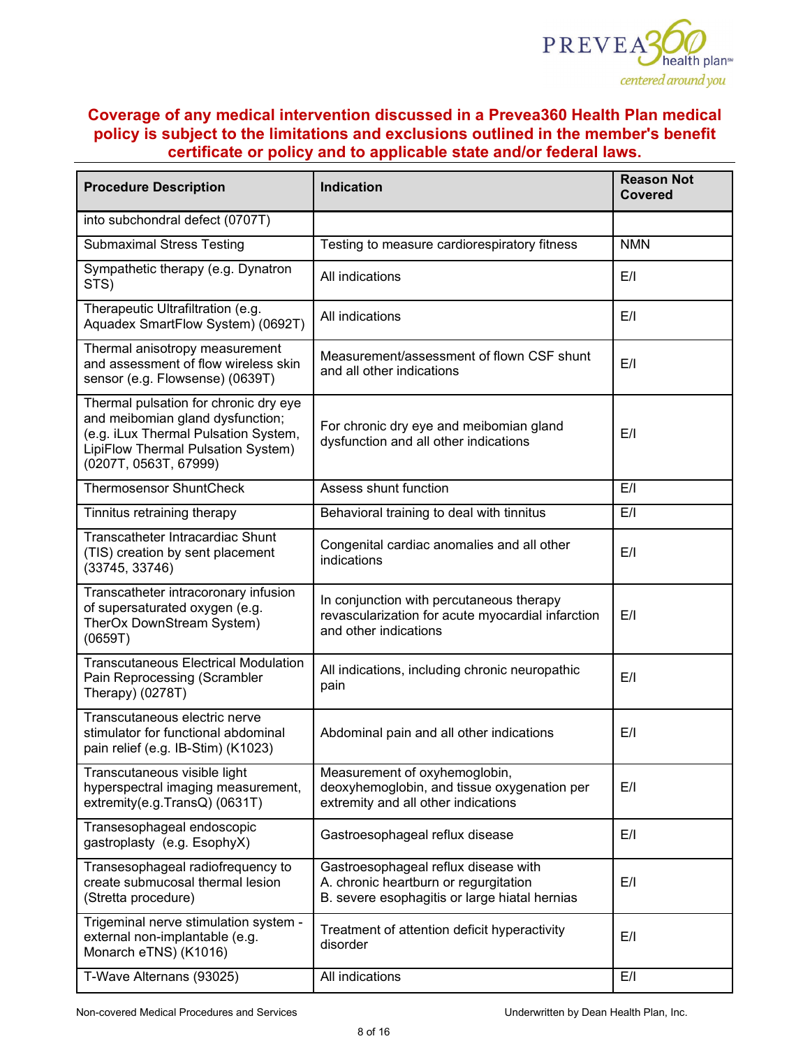**Coverage of any medical intervention discussed in a Prevea360 Health Plan medical policy is subject to the limitations and exclusions outlined in the member's benefit certificate or policy and to applicable state and/or federal laws.**

| Procedure Description | Indication | Reason Not Covered |
|---|---|---|
| into subchondral defect (0707T) | | |
| Submaximal Stress Testing | Testing to measure cardiorespiratory fitness | NMN |
| Sympathetic therapy (e.g. Dynatron STS) | All indications | E/I |
| Therapeutic Ultrafiltration (e.g. Aquadex SmartFlow System) (0692T) | All indications | E/I |
| Thermal anisotropy measurement and assessment of flow wireless skin sensor (e.g. Flowsense) (0639T) | Measurement/assessment of flown CSF shunt and all other indications | E/I |
| Thermal pulsation for chronic dry eye and meibomian gland dysfunction; (e.g. iLux Thermal Pulsation System, LipiFlow Thermal Pulsation System) (0207T, 0563T, 67999) | For chronic dry eye and meibomian gland dysfunction and all other indications | E/I |
| Thermosensor ShuntCheck | Assess shunt function | E/I |
| Tinnitus retraining therapy | Behavioral training to deal with tinnitus | E/I |
| Transcatheter Intracardiac Shunt (TIS) creation by sent placement (33745, 33746) | Congenital cardiac anomalies and all other indications | E/I |
| Transcatheter intracoronary infusion of supersaturated oxygen (e.g. TherOx DownStream System) (0659T) | In conjunction with percutaneous therapy revascularization for acute myocardial infarction and other indications | E/I |
| Transcutaneous Electrical Modulation Pain Reprocessing (Scrambler Therapy) (0278T) | All indications, including chronic neuropathic pain | E/I |
| Transcutaneous electric nerve stimulator for functional abdominal pain relief (e.g. IB-Stim) (K1023) | Abdominal pain and all other indications | E/I |
| Transcutaneous visible light hyperspectral imaging measurement, extremity(e.g.TransQ) (0631T) | Measurement of oxyhemoglobin, deoxyhemoglobin, and tissue oxygenation per extremity and all other indications | E/I |
| Transesophageal endoscopic gastroplasty (e.g. EsophyX) | Gastroesophageal reflux disease | E/I |
| Transesophageal radiofrequency to create submucosal thermal lesion (Stretta procedure) | Gastroesophageal reflux disease with A. chronic heartburn or regurgitation B. severe esophagitis or large hiatal hernias | E/I |
| Trigeminal nerve stimulation system - external non-implantable (e.g. Monarch eTNS) (K1016) | Treatment of attention deficit hyperactivity disorder | E/I |
| T-Wave Alternans (93025) | All indications | E/I |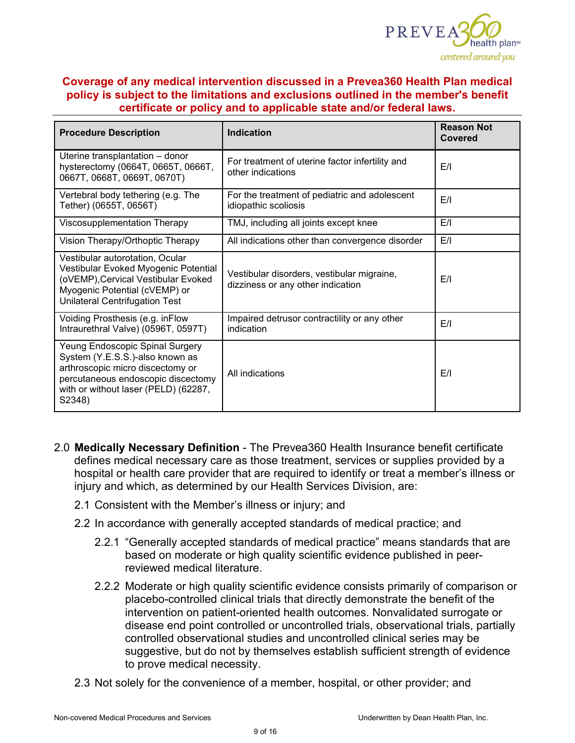**Coverage of any medical intervention discussed in a Prevea360 Health Plan medical policy is subject to the limitations and exclusions outlined in the member's benefit certificate or policy and to applicable state and/or federal laws.**

| Procedure Description | Indication | Reason Not Covered |
|---|---|---|
| Uterine transplantation – donor hysterectomy (0664T, 0665T, 0666T, 0667T, 0668T, 0669T, 0670T) | For treatment of uterine factor infertility and other indications | E/I |
| Vertebral body tethering (e.g. The Tether) (0655T, 0656T) | For the treatment of pediatric and adolescent idiopathic scoliosis | E/I |
| Viscosupplementation Therapy | TMJ, including all joints except knee | E/I |
| Vision Therapy/Orthoptic Therapy | All indications other than convergence disorder | E/I |
| Vestibular autorotation, Ocular Vestibular Evoked Myogenic Potential (oVEMP),Cervical Vestibular Evoked Myogenic Potential (cVEMP) or Unilateral Centrifugation Test | Vestibular disorders, vestibular migraine, dizziness or any other indication | E/I |
| Voiding Prosthesis (e.g. inFlow Intraurethral Valve) (0596T, 0597T) | Impaired detrusor contractility or any other indication | E/I |
| Yeung Endoscopic Spinal Surgery System (Y.E.S.S.)-also known as arthroscopic micro discectomy or percutaneous endoscopic discectomy with or without laser (PELD) (62287, S2348) | All indications | E/I |

2.0 **Medically Necessary Definition** - The Prevea360 Health Insurance benefit certificate defines medical necessary care as those treatment, services or supplies provided by a hospital or health care provider that are required to identify or treat a member's illness or injury and which, as determined by our Health Services Division, are:

2.1 Consistent with the Member's illness or injury; and

2.2 In accordance with generally accepted standards of medical practice; and

2.2.1 "Generally accepted standards of medical practice" means standards that are based on moderate or high quality scientific evidence published in peer-reviewed medical literature.

2.2.2 Moderate or high quality scientific evidence consists primarily of comparison or placebo-controlled clinical trials that directly demonstrate the benefit of the intervention on patient-oriented health outcomes. Nonvalidated surrogate or disease end point controlled or uncontrolled trials, observational trials, partially controlled observational studies and uncontrolled clinical series may be suggestive, but do not by themselves establish sufficient strength of evidence to prove medical necessity.

2.3 Not solely for the convenience of a member, hospital, or other provider; and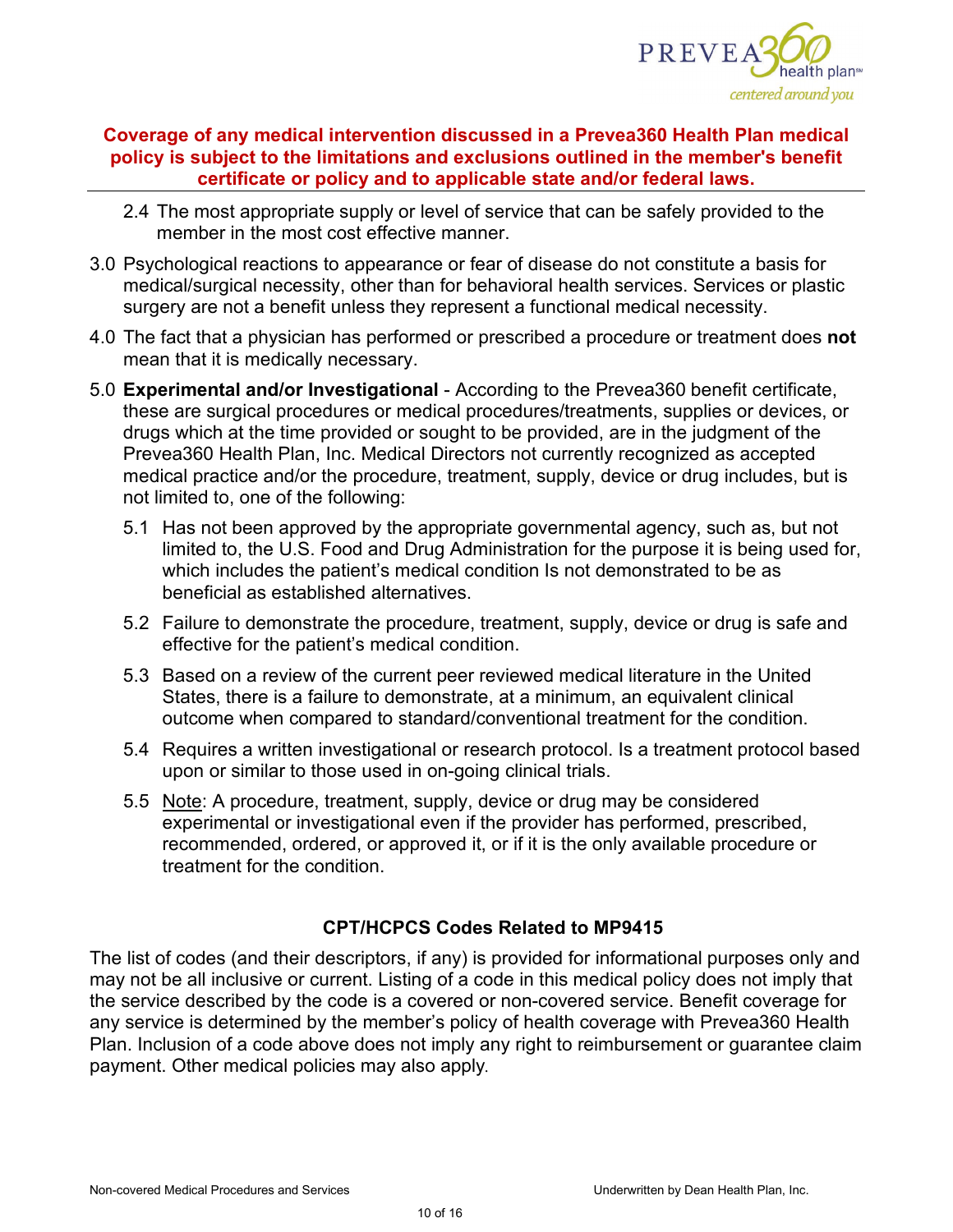**Coverage of any medical intervention discussed in a Prevea360 Health Plan medical policy is subject to the limitations and exclusions outlined in the member's benefit certificate or policy and to applicable state and/or federal laws.**

2.4 The most appropriate supply or level of service that can be safely provided to the member in the most cost effective manner.

3.0 Psychological reactions to appearance or fear of disease do not constitute a basis for medical/surgical necessity, other than for behavioral health services. Services or plastic surgery are not a benefit unless they represent a functional medical necessity.

4.0 The fact that a physician has performed or prescribed a procedure or treatment does **not** mean that it is medically necessary.

5.0 **Experimental and/or Investigational** - According to the Prevea360 benefit certificate, these are surgical procedures or medical procedures/treatments, supplies or devices, or drugs which at the time provided or sought to be provided, are in the judgment of the Prevea360 Health Plan, Inc. Medical Directors not currently recognized as accepted medical practice and/or the procedure, treatment, supply, device or drug includes, but is not limited to, one of the following:

5.1 Has not been approved by the appropriate governmental agency, such as, but not limited to, the U.S. Food and Drug Administration for the purpose it is being used for, which includes the patient's medical condition Is not demonstrated to be as beneficial as established alternatives.

5.2 Failure to demonstrate the procedure, treatment, supply, device or drug is safe and effective for the patient's medical condition.

5.3 Based on a review of the current peer reviewed medical literature in the United States, there is a failure to demonstrate, at a minimum, an equivalent clinical outcome when compared to standard/conventional treatment for the condition.

5.4 Requires a written investigational or research protocol. Is a treatment protocol based upon or similar to those used in on-going clinical trials.

5.5 Note: A procedure, treatment, supply, device or drug may be considered experimental or investigational even if the provider has performed, prescribed, recommended, ordered, or approved it, or if it is the only available procedure or treatment for the condition.

### CPT/HCPCS Codes Related to MP9415

The list of codes (and their descriptors, if any) is provided for informational purposes only and may not be all inclusive or current. Listing of a code in this medical policy does not imply that the service described by the code is a covered or non-covered service. Benefit coverage for any service is determined by the member's policy of health coverage with Prevea360 Health Plan. Inclusion of a code above does not imply any right to reimbursement or guarantee claim payment. Other medical policies may also apply.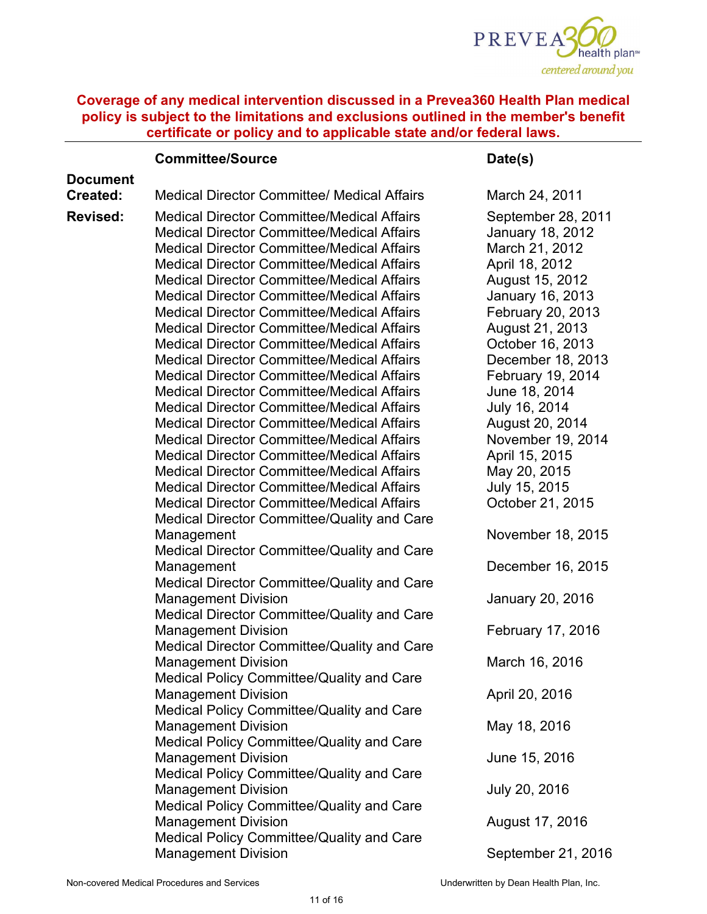**Coverage of any medical intervention discussed in a Prevea360 Health Plan medical policy is subject to the limitations and exclusions outlined in the member's benefit certificate or policy and to applicable state and/or federal laws.**

| | Committee/Source | Date(s) |
|---|---|---|
| **Document Created:** | Medical Director Committee/ Medical Affairs | March 24, 2011 |
| **Revised:** | Medical Director Committee/Medical Affairs | September 28, 2011 |
| | Medical Director Committee/Medical Affairs | January 18, 2012 |
| | Medical Director Committee/Medical Affairs | March 21, 2012 |
| | Medical Director Committee/Medical Affairs | April 18, 2012 |
| | Medical Director Committee/Medical Affairs | August 15, 2012 |
| | Medical Director Committee/Medical Affairs | January 16, 2013 |
| | Medical Director Committee/Medical Affairs | February 20, 2013 |
| | Medical Director Committee/Medical Affairs | August 21, 2013 |
| | Medical Director Committee/Medical Affairs | October 16, 2013 |
| | Medical Director Committee/Medical Affairs | December 18, 2013 |
| | Medical Director Committee/Medical Affairs | February 19, 2014 |
| | Medical Director Committee/Medical Affairs | June 18, 2014 |
| | Medical Director Committee/Medical Affairs | July 16, 2014 |
| | Medical Director Committee/Medical Affairs | August 20, 2014 |
| | Medical Director Committee/Medical Affairs | November 19, 2014 |
| | Medical Director Committee/Medical Affairs | April 15, 2015 |
| | Medical Director Committee/Medical Affairs | May 20, 2015 |
| | Medical Director Committee/Medical Affairs | July 15, 2015 |
| | Medical Director Committee/Medical Affairs | October 21, 2015 |
| | Medical Director Committee/Quality and Care Management | November 18, 2015 |
| | Medical Director Committee/Quality and Care Management | December 16, 2015 |
| | Medical Director Committee/Quality and Care Management Division | January 20, 2016 |
| | Medical Director Committee/Quality and Care Management Division | February 17, 2016 |
| | Medical Director Committee/Quality and Care Management Division | March 16, 2016 |
| | Medical Policy Committee/Quality and Care Management Division | April 20, 2016 |
| | Medical Policy Committee/Quality and Care Management Division | May 18, 2016 |
| | Medical Policy Committee/Quality and Care Management Division | June 15, 2016 |
| | Medical Policy Committee/Quality and Care Management Division | July 20, 2016 |
| | Medical Policy Committee/Quality and Care Management Division | August 17, 2016 |
| | Medical Policy Committee/Quality and Care Management Division | September 21, 2016 |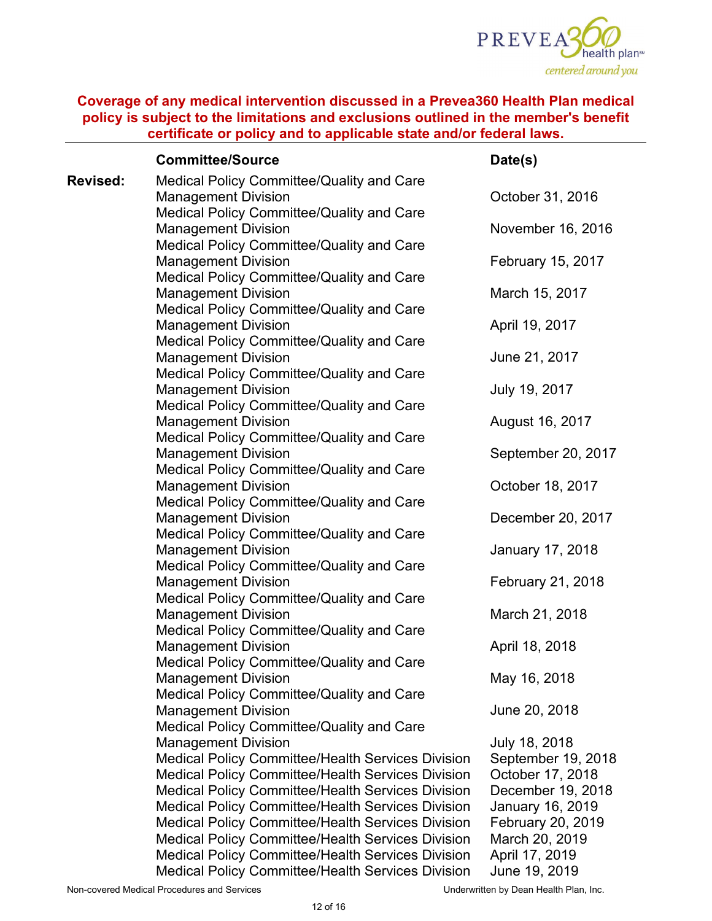**Coverage of any medical intervention discussed in a Prevea360 Health Plan medical policy is subject to the limitations and exclusions outlined in the member's benefit certificate or policy and to applicable state and/or federal laws.**

| | Committee/Source | Date(s) |
|---|---|---|
| **Revised:** | Medical Policy Committee/Quality and Care Management Division | October 31, 2016 |
| | Medical Policy Committee/Quality and Care Management Division | November 16, 2016 |
| | Medical Policy Committee/Quality and Care Management Division | February 15, 2017 |
| | Medical Policy Committee/Quality and Care Management Division | March 15, 2017 |
| | Medical Policy Committee/Quality and Care Management Division | April 19, 2017 |
| | Medical Policy Committee/Quality and Care Management Division | June 21, 2017 |
| | Medical Policy Committee/Quality and Care Management Division | July 19, 2017 |
| | Medical Policy Committee/Quality and Care Management Division | August 16, 2017 |
| | Medical Policy Committee/Quality and Care Management Division | September 20, 2017 |
| | Medical Policy Committee/Quality and Care Management Division | October 18, 2017 |
| | Medical Policy Committee/Quality and Care Management Division | December 20, 2017 |
| | Medical Policy Committee/Quality and Care Management Division | January 17, 2018 |
| | Medical Policy Committee/Quality and Care Management Division | February 21, 2018 |
| | Medical Policy Committee/Quality and Care Management Division | March 21, 2018 |
| | Medical Policy Committee/Quality and Care Management Division | April 18, 2018 |
| | Medical Policy Committee/Quality and Care Management Division | May 16, 2018 |
| | Medical Policy Committee/Quality and Care Management Division | June 20, 2018 |
| | Medical Policy Committee/Quality and Care Management Division | July 18, 2018 |
| | Medical Policy Committee/Health Services Division | September 19, 2018 |
| | Medical Policy Committee/Health Services Division | October 17, 2018 |
| | Medical Policy Committee/Health Services Division | December 19, 2018 |
| | Medical Policy Committee/Health Services Division | January 16, 2019 |
| | Medical Policy Committee/Health Services Division | February 20, 2019 |
| | Medical Policy Committee/Health Services Division | March 20, 2019 |
| | Medical Policy Committee/Health Services Division | April 17, 2019 |
| | Medical Policy Committee/Health Services Division | June 19, 2019 |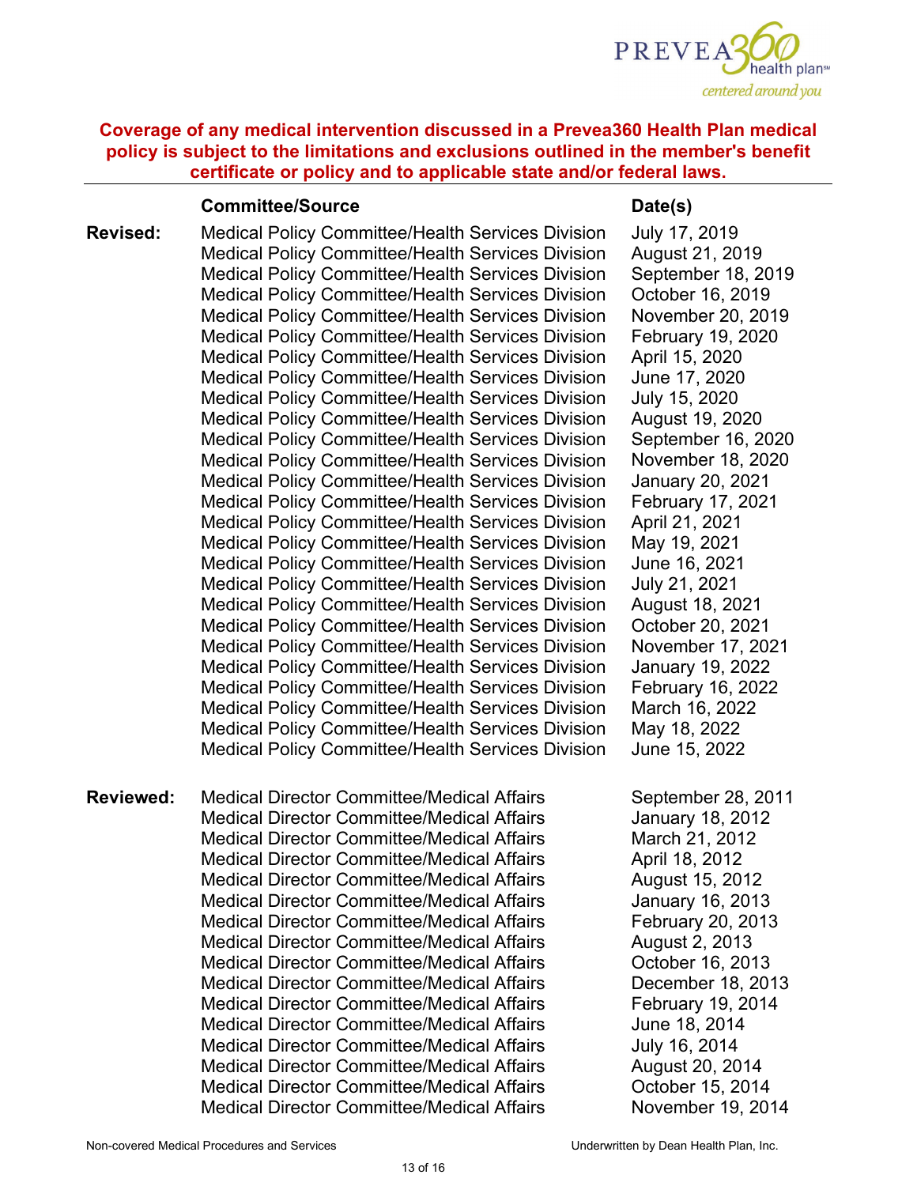**Coverage of any medical intervention discussed in a Prevea360 Health Plan medical policy is subject to the limitations and exclusions outlined in the member's benefit certificate or policy and to applicable state and/or federal laws.**

| | Committee/Source | Date(s) |
|---|---|---|
| **Revised:** | Medical Policy Committee/Health Services Division | July 17, 2019 |
| | Medical Policy Committee/Health Services Division | August 21, 2019 |
| | Medical Policy Committee/Health Services Division | September 18, 2019 |
| | Medical Policy Committee/Health Services Division | October 16, 2019 |
| | Medical Policy Committee/Health Services Division | November 20, 2019 |
| | Medical Policy Committee/Health Services Division | February 19, 2020 |
| | Medical Policy Committee/Health Services Division | April 15, 2020 |
| | Medical Policy Committee/Health Services Division | June 17, 2020 |
| | Medical Policy Committee/Health Services Division | July 15, 2020 |
| | Medical Policy Committee/Health Services Division | August 19, 2020 |
| | Medical Policy Committee/Health Services Division | September 16, 2020 |
| | Medical Policy Committee/Health Services Division | November 18, 2020 |
| | Medical Policy Committee/Health Services Division | January 20, 2021 |
| | Medical Policy Committee/Health Services Division | February 17, 2021 |
| | Medical Policy Committee/Health Services Division | April 21, 2021 |
| | Medical Policy Committee/Health Services Division | May 19, 2021 |
| | Medical Policy Committee/Health Services Division | June 16, 2021 |
| | Medical Policy Committee/Health Services Division | July 21, 2021 |
| | Medical Policy Committee/Health Services Division | August 18, 2021 |
| | Medical Policy Committee/Health Services Division | October 20, 2021 |
| | Medical Policy Committee/Health Services Division | November 17, 2021 |
| | Medical Policy Committee/Health Services Division | January 19, 2022 |
| | Medical Policy Committee/Health Services Division | February 16, 2022 |
| | Medical Policy Committee/Health Services Division | March 16, 2022 |
| | Medical Policy Committee/Health Services Division | May 18, 2022 |
| | Medical Policy Committee/Health Services Division | June 15, 2022 |
| **Reviewed:** | Medical Director Committee/Medical Affairs | September 28, 2011 |
| | Medical Director Committee/Medical Affairs | January 18, 2012 |
| | Medical Director Committee/Medical Affairs | March 21, 2012 |
| | Medical Director Committee/Medical Affairs | April 18, 2012 |
| | Medical Director Committee/Medical Affairs | August 15, 2012 |
| | Medical Director Committee/Medical Affairs | January 16, 2013 |
| | Medical Director Committee/Medical Affairs | February 20, 2013 |
| | Medical Director Committee/Medical Affairs | August 2, 2013 |
| | Medical Director Committee/Medical Affairs | October 16, 2013 |
| | Medical Director Committee/Medical Affairs | December 18, 2013 |
| | Medical Director Committee/Medical Affairs | February 19, 2014 |
| | Medical Director Committee/Medical Affairs | June 18, 2014 |
| | Medical Director Committee/Medical Affairs | July 16, 2014 |
| | Medical Director Committee/Medical Affairs | August 20, 2014 |
| | Medical Director Committee/Medical Affairs | October 15, 2014 |
| | Medical Director Committee/Medical Affairs | November 19, 2014 |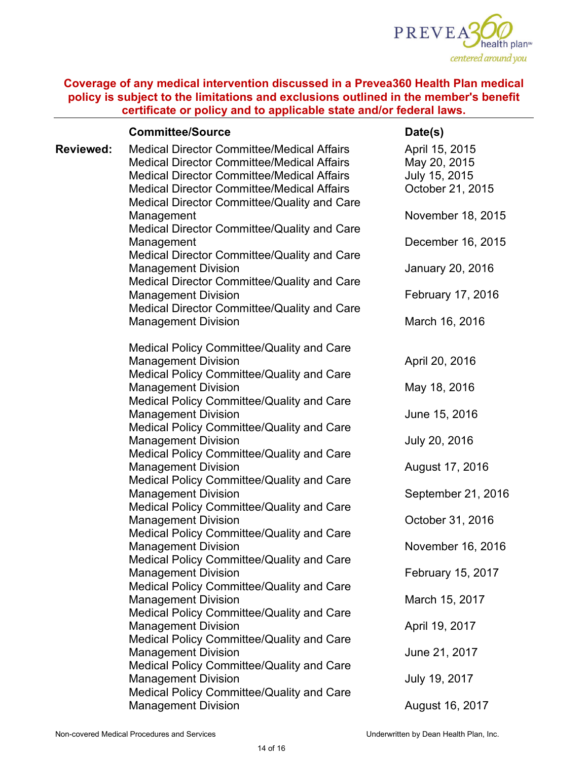**Coverage of any medical intervention discussed in a Prevea360 Health Plan medical policy is subject to the limitations and exclusions outlined in the member's benefit certificate or policy and to applicable state and/or federal laws.**

| | Committee/Source | Date(s) |
|---|---|---|
| **Reviewed:** | Medical Director Committee/Medical Affairs | April 15, 2015 |
| | Medical Director Committee/Medical Affairs | May 20, 2015 |
| | Medical Director Committee/Medical Affairs | July 15, 2015 |
| | Medical Director Committee/Medical Affairs | October 21, 2015 |
| | Medical Director Committee/Quality and Care Management | November 18, 2015 |
| | Medical Director Committee/Quality and Care Management | December 16, 2015 |
| | Medical Director Committee/Quality and Care Management Division | January 20, 2016 |
| | Medical Director Committee/Quality and Care Management Division | February 17, 2016 |
| | Medical Director Committee/Quality and Care Management Division | March 16, 2016 |
| | Medical Policy Committee/Quality and Care Management Division | April 20, 2016 |
| | Medical Policy Committee/Quality and Care Management Division | May 18, 2016 |
| | Medical Policy Committee/Quality and Care Management Division | June 15, 2016 |
| | Medical Policy Committee/Quality and Care Management Division | July 20, 2016 |
| | Medical Policy Committee/Quality and Care Management Division | August 17, 2016 |
| | Medical Policy Committee/Quality and Care Management Division | September 21, 2016 |
| | Medical Policy Committee/Quality and Care Management Division | October 31, 2016 |
| | Medical Policy Committee/Quality and Care Management Division | November 16, 2016 |
| | Medical Policy Committee/Quality and Care Management Division | February 15, 2017 |
| | Medical Policy Committee/Quality and Care Management Division | March 15, 2017 |
| | Medical Policy Committee/Quality and Care Management Division | April 19, 2017 |
| | Medical Policy Committee/Quality and Care Management Division | June 21, 2017 |
| | Medical Policy Committee/Quality and Care Management Division | July 19, 2017 |
| | Medical Policy Committee/Quality and Care Management Division | August 16, 2017 |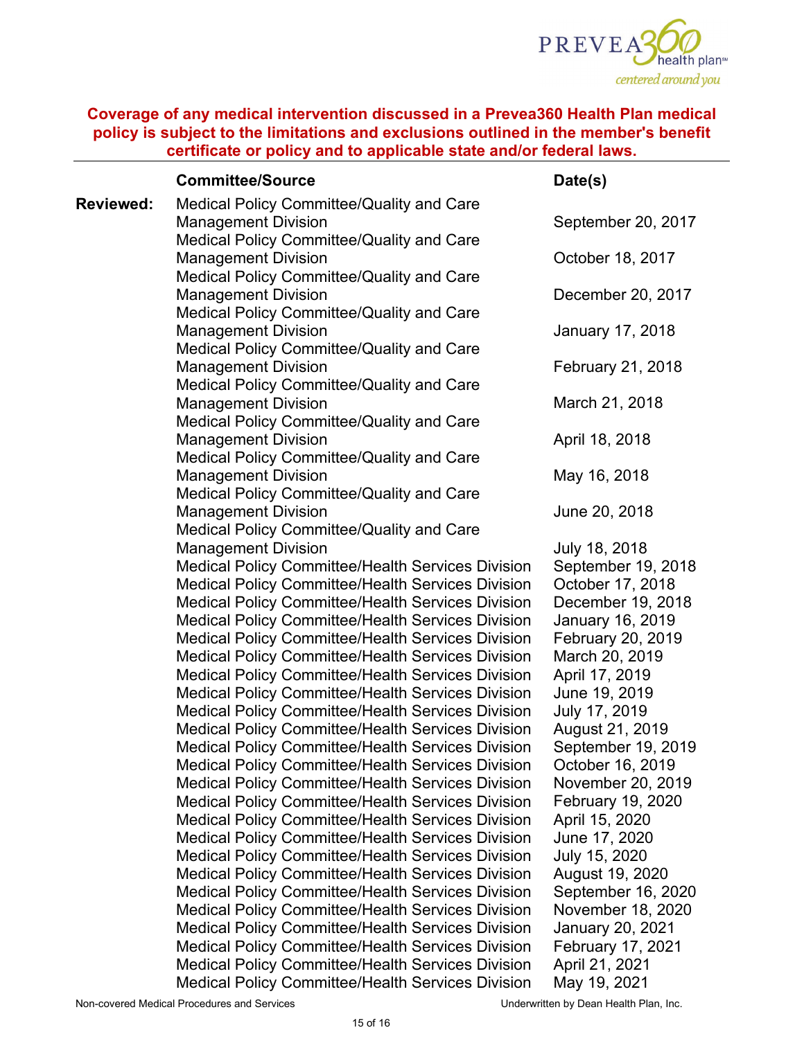**Coverage of any medical intervention discussed in a Prevea360 Health Plan medical policy is subject to the limitations and exclusions outlined in the member's benefit certificate or policy and to applicable state and/or federal laws.**

| | Committee/Source | Date(s) |
|---|---|---|
| **Reviewed:** | Medical Policy Committee/Quality and Care Management Division | September 20, 2017 |
| | Medical Policy Committee/Quality and Care Management Division | October 18, 2017 |
| | Medical Policy Committee/Quality and Care Management Division | December 20, 2017 |
| | Medical Policy Committee/Quality and Care Management Division | January 17, 2018 |
| | Medical Policy Committee/Quality and Care Management Division | February 21, 2018 |
| | Medical Policy Committee/Quality and Care Management Division | March 21, 2018 |
| | Medical Policy Committee/Quality and Care Management Division | April 18, 2018 |
| | Medical Policy Committee/Quality and Care Management Division | May 16, 2018 |
| | Medical Policy Committee/Quality and Care Management Division | June 20, 2018 |
| | Medical Policy Committee/Quality and Care Management Division | July 18, 2018 |
| | Medical Policy Committee/Health Services Division | September 19, 2018 |
| | Medical Policy Committee/Health Services Division | October 17, 2018 |
| | Medical Policy Committee/Health Services Division | December 19, 2018 |
| | Medical Policy Committee/Health Services Division | January 16, 2019 |
| | Medical Policy Committee/Health Services Division | February 20, 2019 |
| | Medical Policy Committee/Health Services Division | March 20, 2019 |
| | Medical Policy Committee/Health Services Division | April 17, 2019 |
| | Medical Policy Committee/Health Services Division | June 19, 2019 |
| | Medical Policy Committee/Health Services Division | July 17, 2019 |
| | Medical Policy Committee/Health Services Division | August 21, 2019 |
| | Medical Policy Committee/Health Services Division | September 19, 2019 |
| | Medical Policy Committee/Health Services Division | October 16, 2019 |
| | Medical Policy Committee/Health Services Division | November 20, 2019 |
| | Medical Policy Committee/Health Services Division | February 19, 2020 |
| | Medical Policy Committee/Health Services Division | April 15, 2020 |
| | Medical Policy Committee/Health Services Division | June 17, 2020 |
| | Medical Policy Committee/Health Services Division | July 15, 2020 |
| | Medical Policy Committee/Health Services Division | August 19, 2020 |
| | Medical Policy Committee/Health Services Division | September 16, 2020 |
| | Medical Policy Committee/Health Services Division | November 18, 2020 |
| | Medical Policy Committee/Health Services Division | January 20, 2021 |
| | Medical Policy Committee/Health Services Division | February 17, 2021 |
| | Medical Policy Committee/Health Services Division | April 21, 2021 |
| | Medical Policy Committee/Health Services Division | May 19, 2021 |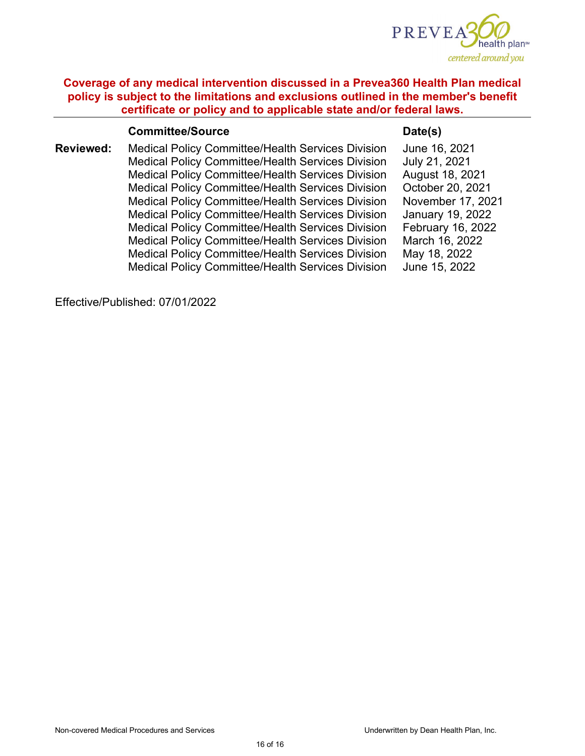**Coverage of any medical intervention discussed in a Prevea360 Health Plan medical policy is subject to the limitations and exclusions outlined in the member's benefit certificate or policy and to applicable state and/or federal laws.**

| | Committee/Source | Date(s) |
|---|---|---|
| **Reviewed:** | Medical Policy Committee/Health Services Division | June 16, 2021 |
| | Medical Policy Committee/Health Services Division | July 21, 2021 |
| | Medical Policy Committee/Health Services Division | August 18, 2021 |
| | Medical Policy Committee/Health Services Division | October 20, 2021 |
| | Medical Policy Committee/Health Services Division | November 17, 2021 |
| | Medical Policy Committee/Health Services Division | January 19, 2022 |
| | Medical Policy Committee/Health Services Division | February 16, 2022 |
| | Medical Policy Committee/Health Services Division | March 16, 2022 |
| | Medical Policy Committee/Health Services Division | May 18, 2022 |
| | Medical Policy Committee/Health Services Division | June 15, 2022 |

Effective/Published: 07/01/2022